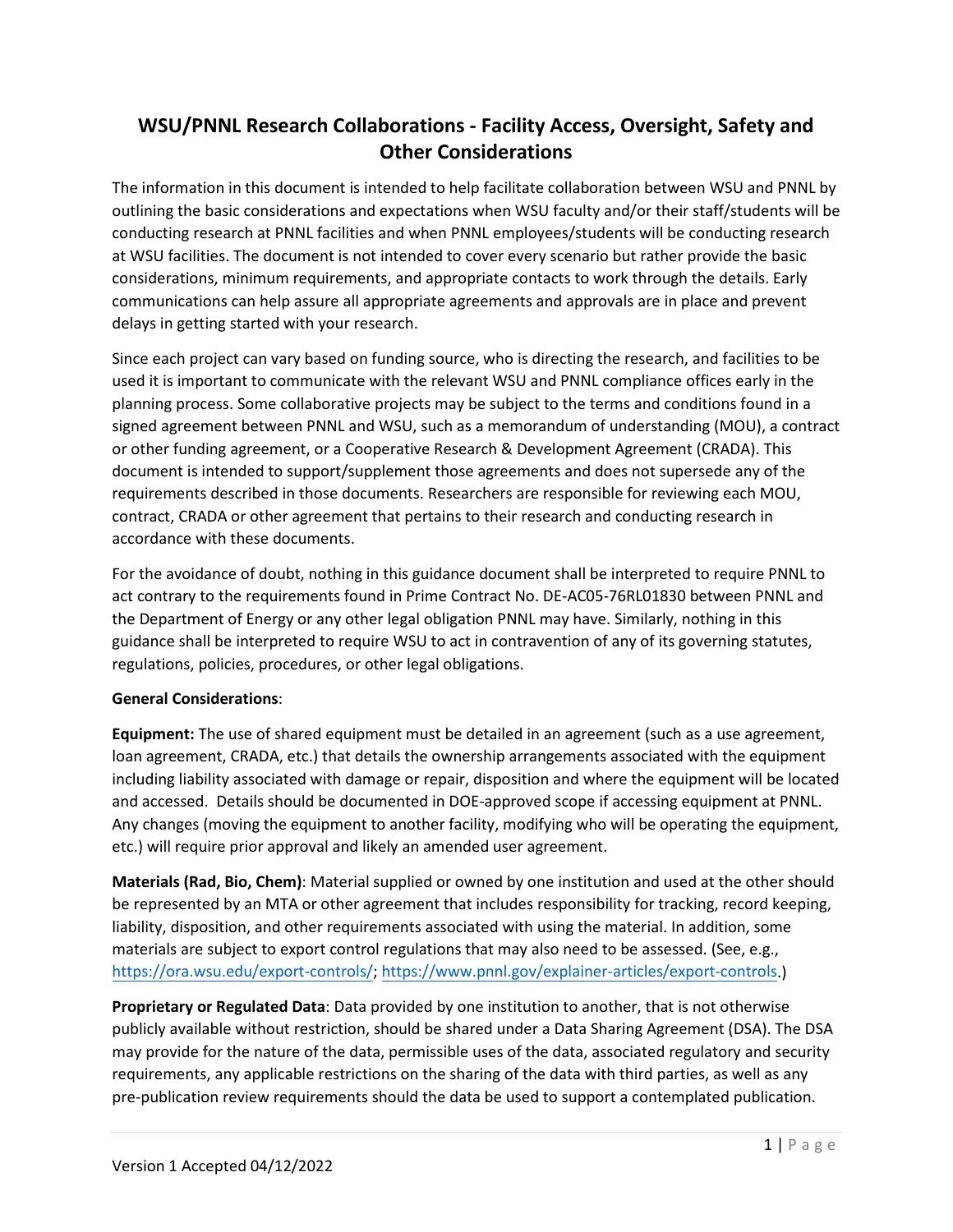# WSU/PNNL Research Collaborations - Facility Access, Oversight, Safety and Other Considerations

The information in this document is intended to help facilitate collaboration between WSU and PNNL by outlining the basic considerations and expectations when WSU faculty and/or their staff/students will be conducting research at PNNL facilities and when PNNL employees/students will be conducting research at WSU facilities. The document is not intended to cover every scenario but rather provide the basic considerations, minimum requirements, and appropriate contacts to work through the details. Early communications can help assure all appropriate agreements and approvals are in place and prevent delays in getting started with your research.

Since each project can vary based on funding source, who is directing the research, and facilities to be used it is important to communicate with the relevant WSU and PNNL compliance offices early in the planning process. Some collaborative projects may be subject to the terms and conditions found in a signed agreement between PNNL and WSU, such as a memorandum of understanding (MOU), a contract or other funding agreement, or a Cooperative Research & Development Agreement (CRADA). This document is intended to support/supplement those agreements and does not supersede any of the requirements described in those documents. Researchers are responsible for reviewing each MOU, contract, CRADA or other agreement that pertains to their research and conducting research in accordance with these documents.

For the avoidance of doubt, nothing in this guidance document shall be interpreted to require PNNL to act contrary to the requirements found in Prime Contract No. DE-AC05-76RL01830 between PNNL and the Department of Energy or any other legal obligation PNNL may have. Similarly, nothing in this guidance shall be interpreted to require WSU to act in contravention of any of its governing statutes, regulations, policies, procedures, or other legal obligations.

**General Considerations**:

**Equipment:** The use of shared equipment must be detailed in an agreement (such as a use agreement, loan agreement, CRADA, etc.) that details the ownership arrangements associated with the equipment including liability associated with damage or repair, disposition and where the equipment will be located and accessed. Details should be documented in DOE-approved scope if accessing equipment at PNNL. Any changes (moving the equipment to another facility, modifying who will be operating the equipment, etc.) will require prior approval and likely an amended user agreement.

**Materials (Rad, Bio, Chem)**: Material supplied or owned by one institution and used at the other should be represented by an MTA or other agreement that includes responsibility for tracking, record keeping, liability, disposition, and other requirements associated with using the material. In addition, some materials are subject to export control regulations that may also need to be assessed. (See, e.g., https://ora.wsu.edu/export-controls/; https://www.pnnl.gov/explainer-articles/export-controls.)

**Proprietary or Regulated Data**: Data provided by one institution to another, that is not otherwise publicly available without restriction, should be shared under a Data Sharing Agreement (DSA). The DSA may provide for the nature of the data, permissible uses of the data, associated regulatory and security requirements, any applicable restrictions on the sharing of the data with third parties, as well as any pre-publication review requirements should the data be used to support a contemplated publication.

Version 1 Accepted 04/12/2022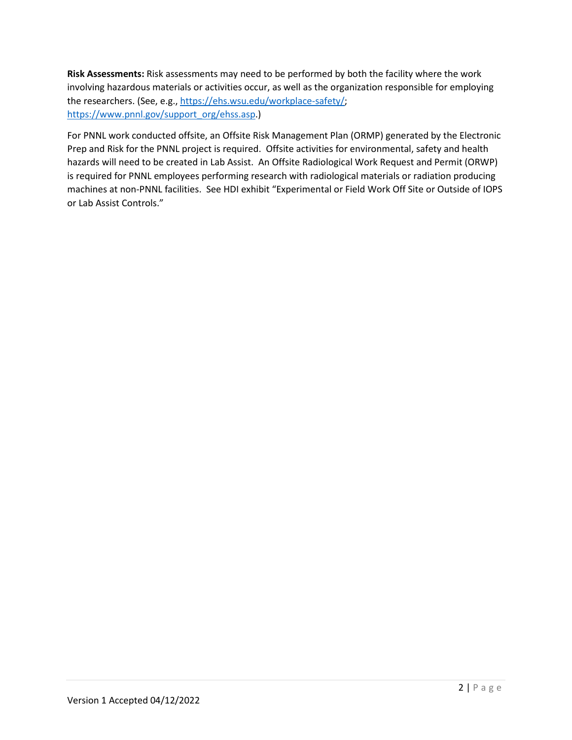**Risk Assessments:** Risk assessments may need to be performed by both the facility where the work involving hazardous materials or activities occur, as well as the organization responsible for employing the researchers. (See, e.g., [https://ehs.wsu.edu/workplace-safety/](https://ehs.wsu.edu/workplace-safety/); [https://www.pnnl.gov/support_org/ehss.asp](https://www.pnnl.gov/support_org/ehss.asp).)

For PNNL work conducted offsite, an Offsite Risk Management Plan (ORMP) generated by the Electronic Prep and Risk for the PNNL project is required. Offsite activities for environmental, safety and health hazards will need to be created in Lab Assist. An Offsite Radiological Work Request and Permit (ORWP) is required for PNNL employees performing research with radiological materials or radiation producing machines at non-PNNL facilities. See HDI exhibit "Experimental or Field Work Off Site or Outside of IOPS or Lab Assist Controls."

Version 1 Accepted 04/12/2022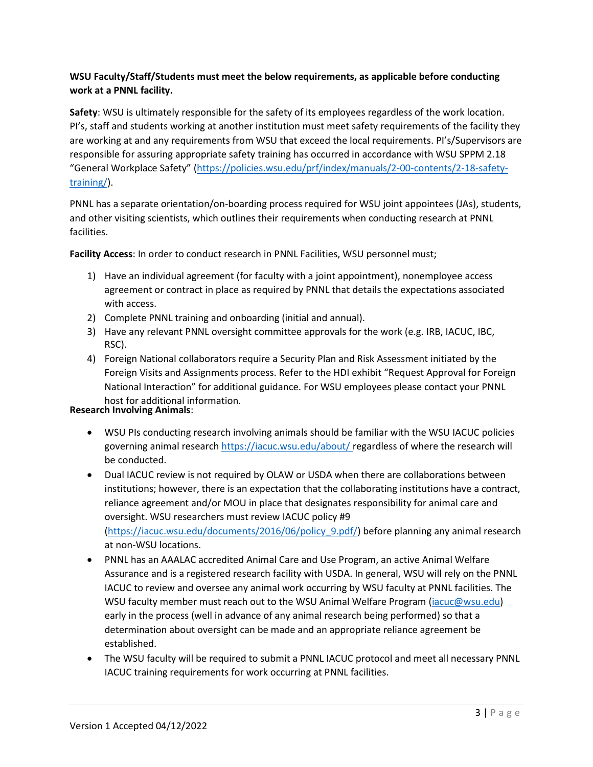**WSU Faculty/Staff/Students must meet the below requirements, as applicable before conducting work at a PNNL facility.**

**Safety**: WSU is ultimately responsible for the safety of its employees regardless of the work location. PI's, staff and students working at another institution must meet safety requirements of the facility they are working at and any requirements from WSU that exceed the local requirements. PI's/Supervisors are responsible for assuring appropriate safety training has occurred in accordance with WSU SPPM 2.18 "General Workplace Safety" (https://policies.wsu.edu/prf/index/manuals/2-00-contents/2-18-safety-training/).

PNNL has a separate orientation/on-boarding process required for WSU joint appointees (JAs), students, and other visiting scientists, which outlines their requirements when conducting research at PNNL facilities.

**Facility Access**: In order to conduct research in PNNL Facilities, WSU personnel must;

1) Have an individual agreement (for faculty with a joint appointment), nonemployee access agreement or contract in place as required by PNNL that details the expectations associated with access.
2) Complete PNNL training and onboarding (initial and annual).
3) Have any relevant PNNL oversight committee approvals for the work (e.g. IRB, IACUC, IBC, RSC).
4) Foreign National collaborators require a Security Plan and Risk Assessment initiated by the Foreign Visits and Assignments process. Refer to the HDI exhibit "Request Approval for Foreign National Interaction" for additional guidance. For WSU employees please contact your PNNL host for additional information.

**Research Involving Animals**:

- WSU PIs conducting research involving animals should be familiar with the WSU IACUC policies governing animal research https://iacuc.wsu.edu/about/ regardless of where the research will be conducted.
- Dual IACUC review is not required by OLAW or USDA when there are collaborations between institutions; however, there is an expectation that the collaborating institutions have a contract, reliance agreement and/or MOU in place that designates responsibility for animal care and oversight. WSU researchers must review IACUC policy #9 (https://iacuc.wsu.edu/documents/2016/06/policy_9.pdf/) before planning any animal research at non-WSU locations.
- PNNL has an AAALAC accredited Animal Care and Use Program, an active Animal Welfare Assurance and is a registered research facility with USDA. In general, WSU will rely on the PNNL IACUC to review and oversee any animal work occurring by WSU faculty at PNNL facilities. The WSU faculty member must reach out to the WSU Animal Welfare Program (iacuc@wsu.edu) early in the process (well in advance of any animal research being performed) so that a determination about oversight can be made and an appropriate reliance agreement be established.
- The WSU faculty will be required to submit a PNNL IACUC protocol and meet all necessary PNNL IACUC training requirements for work occurring at PNNL facilities.

Version 1 Accepted 04/12/2022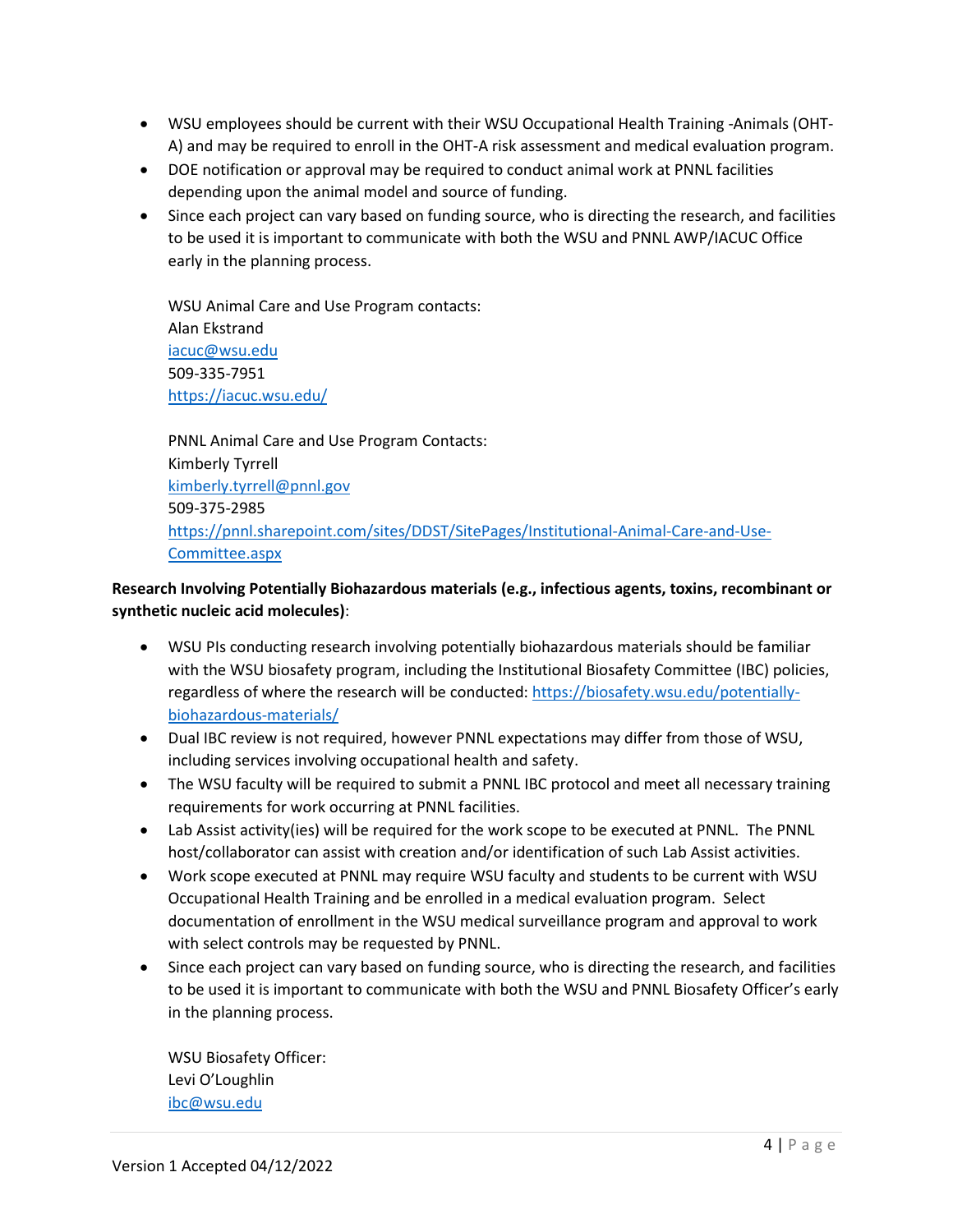- WSU employees should be current with their WSU Occupational Health Training -Animals (OHT-A) and may be required to enroll in the OHT-A risk assessment and medical evaluation program.
- DOE notification or approval may be required to conduct animal work at PNNL facilities depending upon the animal model and source of funding.
- Since each project can vary based on funding source, who is directing the research, and facilities to be used it is important to communicate with both the WSU and PNNL AWP/IACUC Office early in the planning process.

  WSU Animal Care and Use Program contacts:
  Alan Ekstrand
  iacuc@wsu.edu
  509-335-7951
  https://iacuc.wsu.edu/

  PNNL Animal Care and Use Program Contacts:
  Kimberly Tyrrell
  kimberly.tyrrell@pnnl.gov
  509-375-2985
  https://pnnl.sharepoint.com/sites/DDST/SitePages/Institutional-Animal-Care-and-Use-Committee.aspx

**Research Involving Potentially Biohazardous materials (e.g., infectious agents, toxins, recombinant or synthetic nucleic acid molecules)**:

- WSU PIs conducting research involving potentially biohazardous materials should be familiar with the WSU biosafety program, including the Institutional Biosafety Committee (IBC) policies, regardless of where the research will be conducted: https://biosafety.wsu.edu/potentially-biohazardous-materials/
- Dual IBC review is not required, however PNNL expectations may differ from those of WSU, including services involving occupational health and safety.
- The WSU faculty will be required to submit a PNNL IBC protocol and meet all necessary training requirements for work occurring at PNNL facilities.
- Lab Assist activity(ies) will be required for the work scope to be executed at PNNL. The PNNL host/collaborator can assist with creation and/or identification of such Lab Assist activities.
- Work scope executed at PNNL may require WSU faculty and students to be current with WSU Occupational Health Training and be enrolled in a medical evaluation program. Select documentation of enrollment in the WSU medical surveillance program and approval to work with select controls may be requested by PNNL.
- Since each project can vary based on funding source, who is directing the research, and facilities to be used it is important to communicate with both the WSU and PNNL Biosafety Officer's early in the planning process.

  WSU Biosafety Officer:
  Levi O'Loughlin
  ibc@wsu.edu

Version 1 Accepted 04/12/2022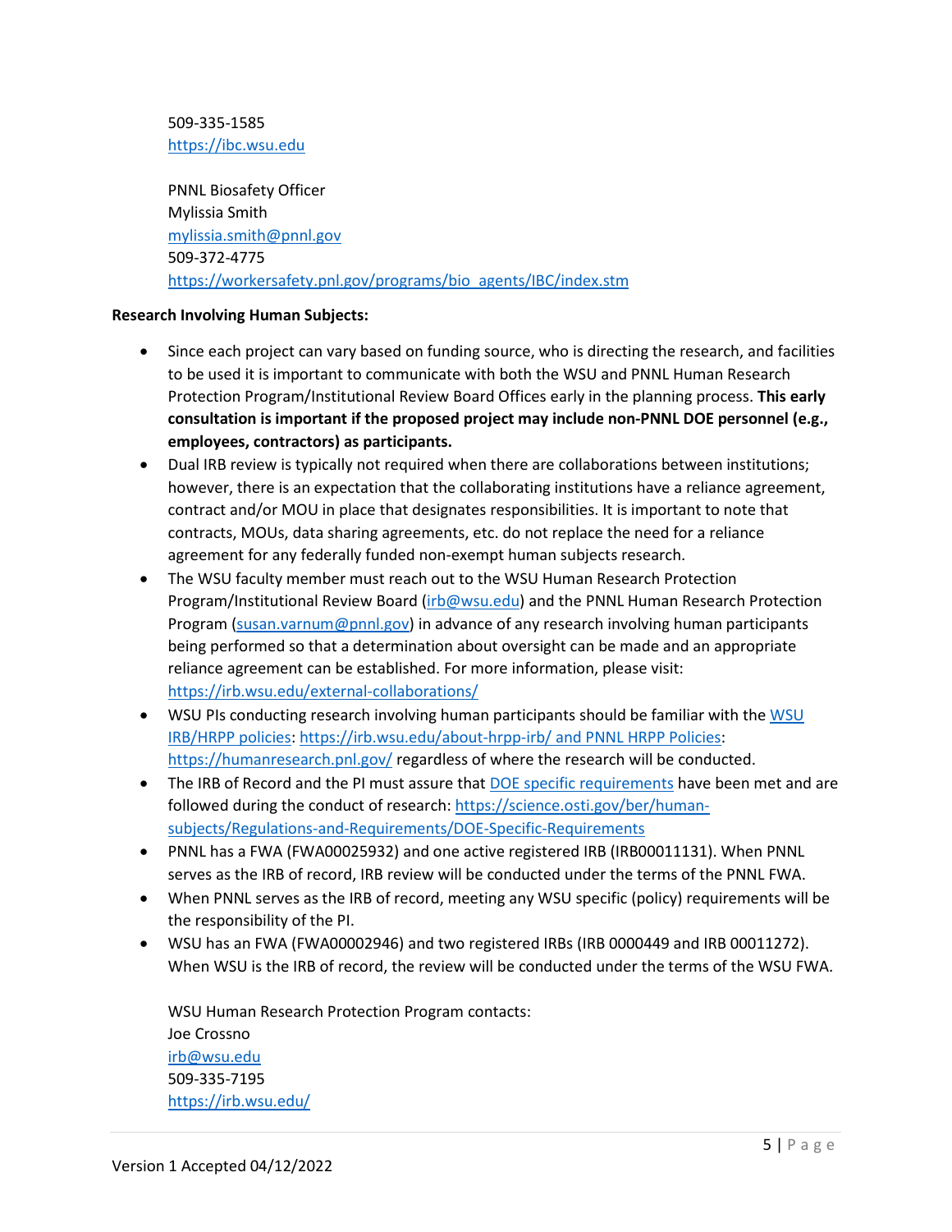509-335-1585
https://ibc.wsu.edu

PNNL Biosafety Officer
Mylissia Smith
mylissia.smith@pnnl.gov
509-372-4775
https://workersafety.pnl.gov/programs/bio_agents/IBC/index.stm

**Research Involving Human Subjects:**

- Since each project can vary based on funding source, who is directing the research, and facilities to be used it is important to communicate with both the WSU and PNNL Human Research Protection Program/Institutional Review Board Offices early in the planning process. **This early consultation is important if the proposed project may include non-PNNL DOE personnel (e.g., employees, contractors) as participants.**
- Dual IRB review is typically not required when there are collaborations between institutions; however, there is an expectation that the collaborating institutions have a reliance agreement, contract and/or MOU in place that designates responsibilities. It is important to note that contracts, MOUs, data sharing agreements, etc. do not replace the need for a reliance agreement for any federally funded non-exempt human subjects research.
- The WSU faculty member must reach out to the WSU Human Research Protection Program/Institutional Review Board (irb@wsu.edu) and the PNNL Human Research Protection Program (susan.varnum@pnnl.gov) in advance of any research involving human participants being performed so that a determination about oversight can be made and an appropriate reliance agreement can be established. For more information, please visit: https://irb.wsu.edu/external-collaborations/
- WSU PIs conducting research involving human participants should be familiar with the WSU IRB/HRPP policies: https://irb.wsu.edu/about-hrpp-irb/ and PNNL HRPP Policies: https://humanresearch.pnl.gov/ regardless of where the research will be conducted.
- The IRB of Record and the PI must assure that DOE specific requirements have been met and are followed during the conduct of research: https://science.osti.gov/ber/human-subjects/Regulations-and-Requirements/DOE-Specific-Requirements
- PNNL has a FWA (FWA00025932) and one active registered IRB (IRB00011131). When PNNL serves as the IRB of record, IRB review will be conducted under the terms of the PNNL FWA.
- When PNNL serves as the IRB of record, meeting any WSU specific (policy) requirements will be the responsibility of the PI.
- WSU has an FWA (FWA00002946) and two registered IRBs (IRB 0000449 and IRB 00011272). When WSU is the IRB of record, the review will be conducted under the terms of the WSU FWA.

WSU Human Research Protection Program contacts:
Joe Crossno
irb@wsu.edu
509-335-7195
https://irb.wsu.edu/

Version 1 Accepted 04/12/2022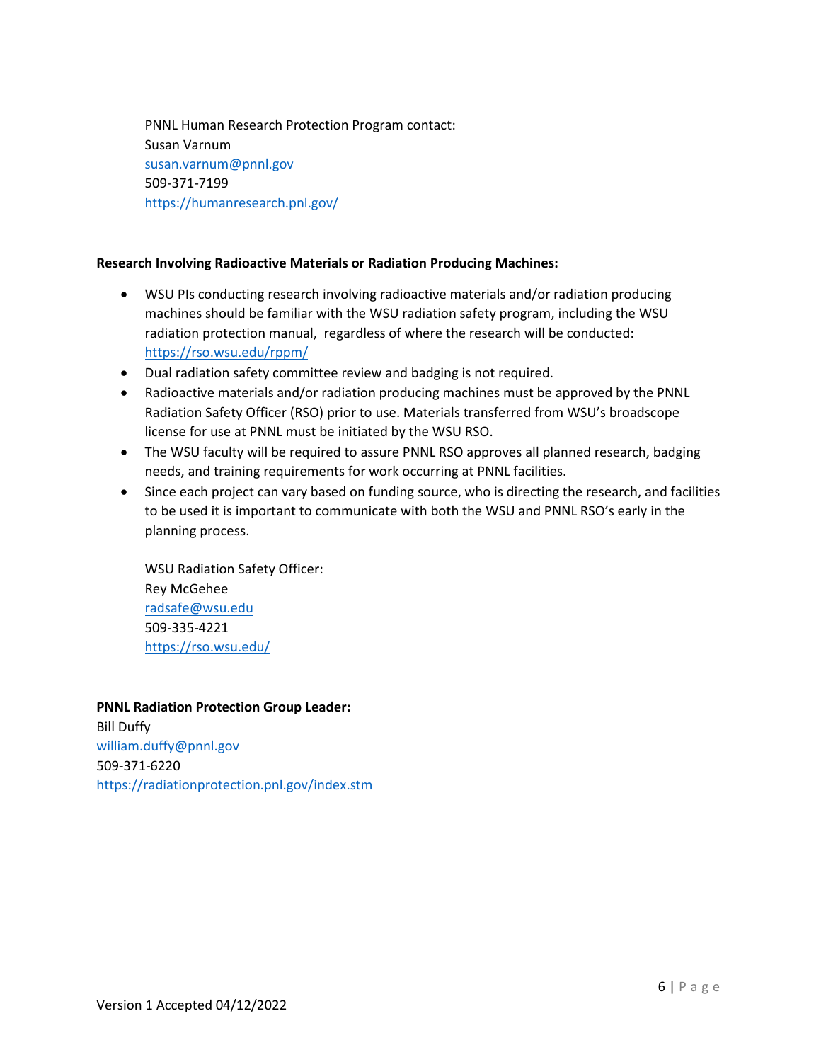PNNL Human Research Protection Program contact:  
Susan Varnum  
susan.varnum@pnnl.gov  
509-371-7199  
https://humanresearch.pnl.gov/

**Research Involving Radioactive Materials or Radiation Producing Machines:**

- WSU PIs conducting research involving radioactive materials and/or radiation producing machines should be familiar with the WSU radiation safety program, including the WSU radiation protection manual, regardless of where the research will be conducted: https://rso.wsu.edu/rppm/
- Dual radiation safety committee review and badging is not required.
- Radioactive materials and/or radiation producing machines must be approved by the PNNL Radiation Safety Officer (RSO) prior to use. Materials transferred from WSU's broadscope license for use at PNNL must be initiated by the WSU RSO.
- The WSU faculty will be required to assure PNNL RSO approves all planned research, badging needs, and training requirements for work occurring at PNNL facilities.
- Since each project can vary based on funding source, who is directing the research, and facilities to be used it is important to communicate with both the WSU and PNNL RSO's early in the planning process.

  WSU Radiation Safety Officer:  
  Rey McGehee  
  radsafe@wsu.edu  
  509-335-4221  
  https://rso.wsu.edu/

**PNNL Radiation Protection Group Leader:**  
Bill Duffy  
william.duffy@pnnl.gov  
509-371-6220  
https://radiationprotection.pnl.gov/index.stm

Version 1 Accepted 04/12/2022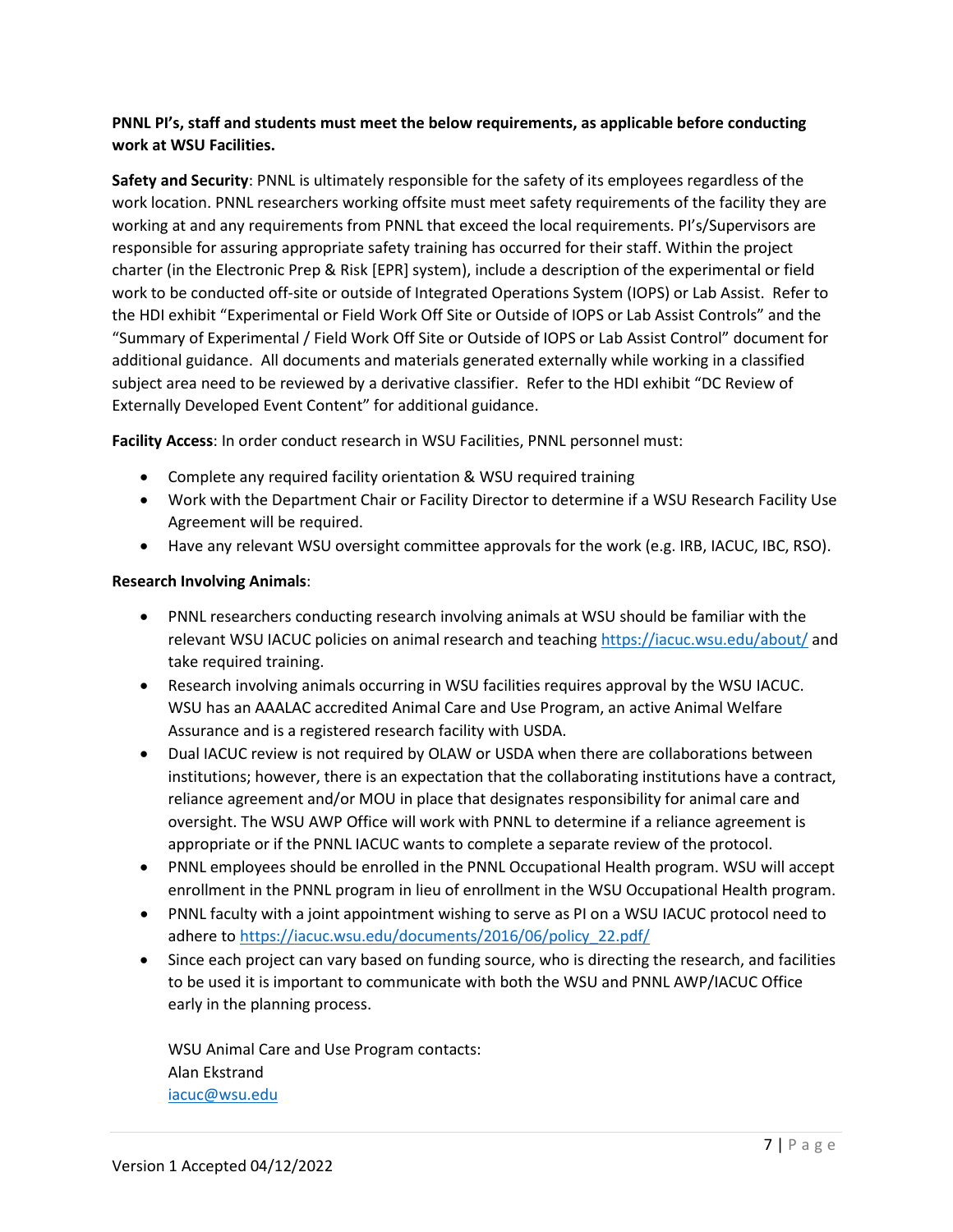**PNNL PI's, staff and students must meet the below requirements, as applicable before conducting work at WSU Facilities.**

**Safety and Security**: PNNL is ultimately responsible for the safety of its employees regardless of the work location. PNNL researchers working offsite must meet safety requirements of the facility they are working at and any requirements from PNNL that exceed the local requirements. PI's/Supervisors are responsible for assuring appropriate safety training has occurred for their staff. Within the project charter (in the Electronic Prep & Risk [EPR] system), include a description of the experimental or field work to be conducted off-site or outside of Integrated Operations System (IOPS) or Lab Assist. Refer to the HDI exhibit "Experimental or Field Work Off Site or Outside of IOPS or Lab Assist Controls" and the "Summary of Experimental / Field Work Off Site or Outside of IOPS or Lab Assist Control" document for additional guidance. All documents and materials generated externally while working in a classified subject area need to be reviewed by a derivative classifier. Refer to the HDI exhibit "DC Review of Externally Developed Event Content" for additional guidance.

**Facility Access**: In order conduct research in WSU Facilities, PNNL personnel must:

- Complete any required facility orientation & WSU required training
- Work with the Department Chair or Facility Director to determine if a WSU Research Facility Use Agreement will be required.
- Have any relevant WSU oversight committee approvals for the work (e.g. IRB, IACUC, IBC, RSO).

**Research Involving Animals**:

- PNNL researchers conducting research involving animals at WSU should be familiar with the relevant WSU IACUC policies on animal research and teaching https://iacuc.wsu.edu/about/ and take required training.
- Research involving animals occurring in WSU facilities requires approval by the WSU IACUC. WSU has an AAALAC accredited Animal Care and Use Program, an active Animal Welfare Assurance and is a registered research facility with USDA.
- Dual IACUC review is not required by OLAW or USDA when there are collaborations between institutions; however, there is an expectation that the collaborating institutions have a contract, reliance agreement and/or MOU in place that designates responsibility for animal care and oversight. The WSU AWP Office will work with PNNL to determine if a reliance agreement is appropriate or if the PNNL IACUC wants to complete a separate review of the protocol.
- PNNL employees should be enrolled in the PNNL Occupational Health program. WSU will accept enrollment in the PNNL program in lieu of enrollment in the WSU Occupational Health program.
- PNNL faculty with a joint appointment wishing to serve as PI on a WSU IACUC protocol need to adhere to https://iacuc.wsu.edu/documents/2016/06/policy_22.pdf/
- Since each project can vary based on funding source, who is directing the research, and facilities to be used it is important to communicate with both the WSU and PNNL AWP/IACUC Office early in the planning process.

  WSU Animal Care and Use Program contacts:
  Alan Ekstrand
  iacuc@wsu.edu

Version 1 Accepted 04/12/2022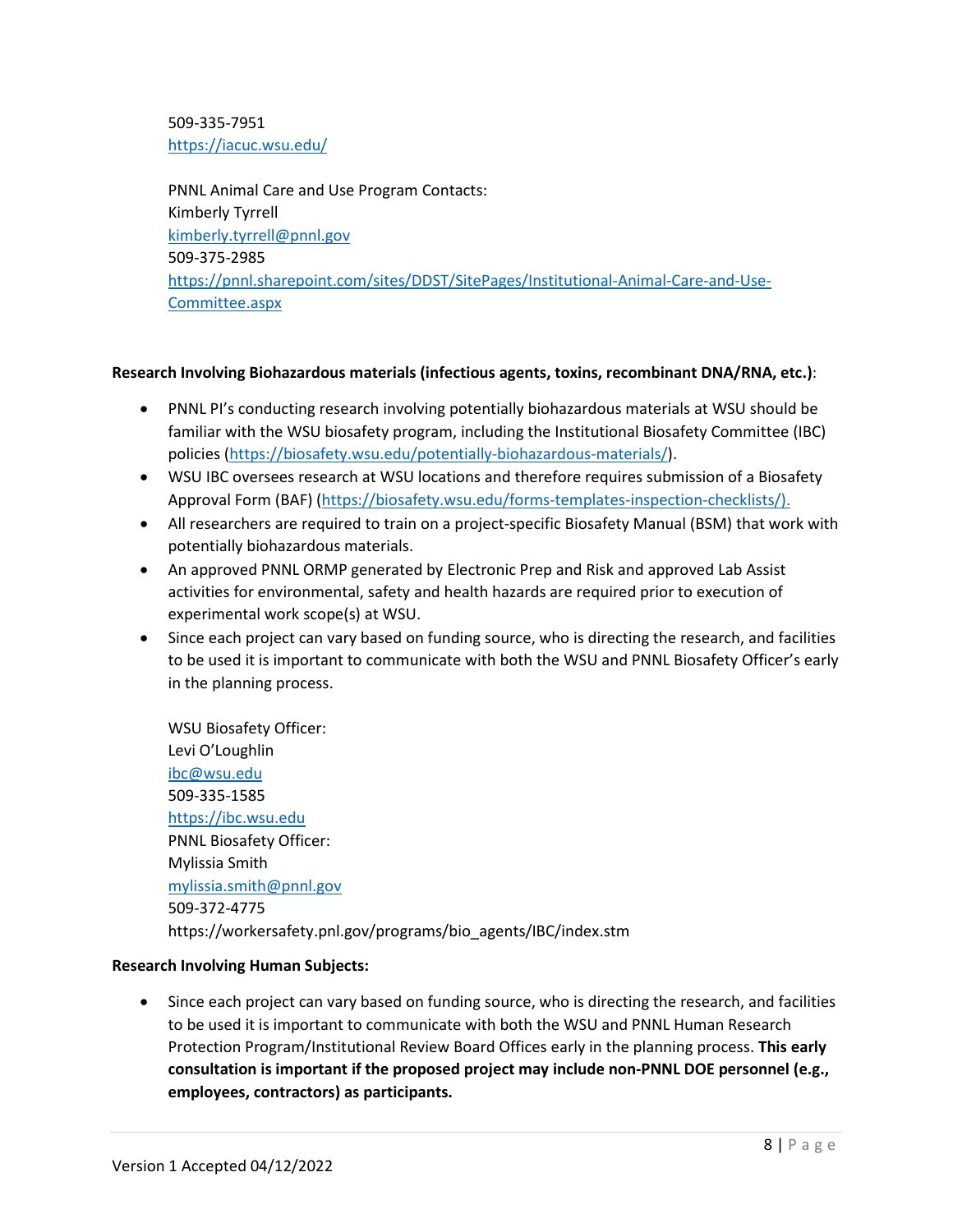509-335-7951
https://iacuc.wsu.edu/

PNNL Animal Care and Use Program Contacts:
Kimberly Tyrrell
kimberly.tyrrell@pnnl.gov
509-375-2985
https://pnnl.sharepoint.com/sites/DDST/SitePages/Institutional-Animal-Care-and-Use-Committee.aspx

**Research Involving Biohazardous materials (infectious agents, toxins, recombinant DNA/RNA, etc.)**:

- PNNL PI's conducting research involving potentially biohazardous materials at WSU should be familiar with the WSU biosafety program, including the Institutional Biosafety Committee (IBC) policies (https://biosafety.wsu.edu/potentially-biohazardous-materials/).
- WSU IBC oversees research at WSU locations and therefore requires submission of a Biosafety Approval Form (BAF) (https://biosafety.wsu.edu/forms-templates-inspection-checklists/).
- All researchers are required to train on a project-specific Biosafety Manual (BSM) that work with potentially biohazardous materials.
- An approved PNNL ORMP generated by Electronic Prep and Risk and approved Lab Assist activities for environmental, safety and health hazards are required prior to execution of experimental work scope(s) at WSU.
- Since each project can vary based on funding source, who is directing the research, and facilities to be used it is important to communicate with both the WSU and PNNL Biosafety Officer's early in the planning process.

  WSU Biosafety Officer:
  Levi O'Loughlin
  ibc@wsu.edu
  509-335-1585
  https://ibc.wsu.edu
  PNNL Biosafety Officer:
  Mylissia Smith
  mylissia.smith@pnnl.gov
  509-372-4775
  https://workersafety.pnl.gov/programs/bio_agents/IBC/index.stm

**Research Involving Human Subjects:**

- Since each project can vary based on funding source, who is directing the research, and facilities to be used it is important to communicate with both the WSU and PNNL Human Research Protection Program/Institutional Review Board Offices early in the planning process. **This early consultation is important if the proposed project may include non-PNNL DOE personnel (e.g., employees, contractors) as participants.**

Version 1 Accepted 04/12/2022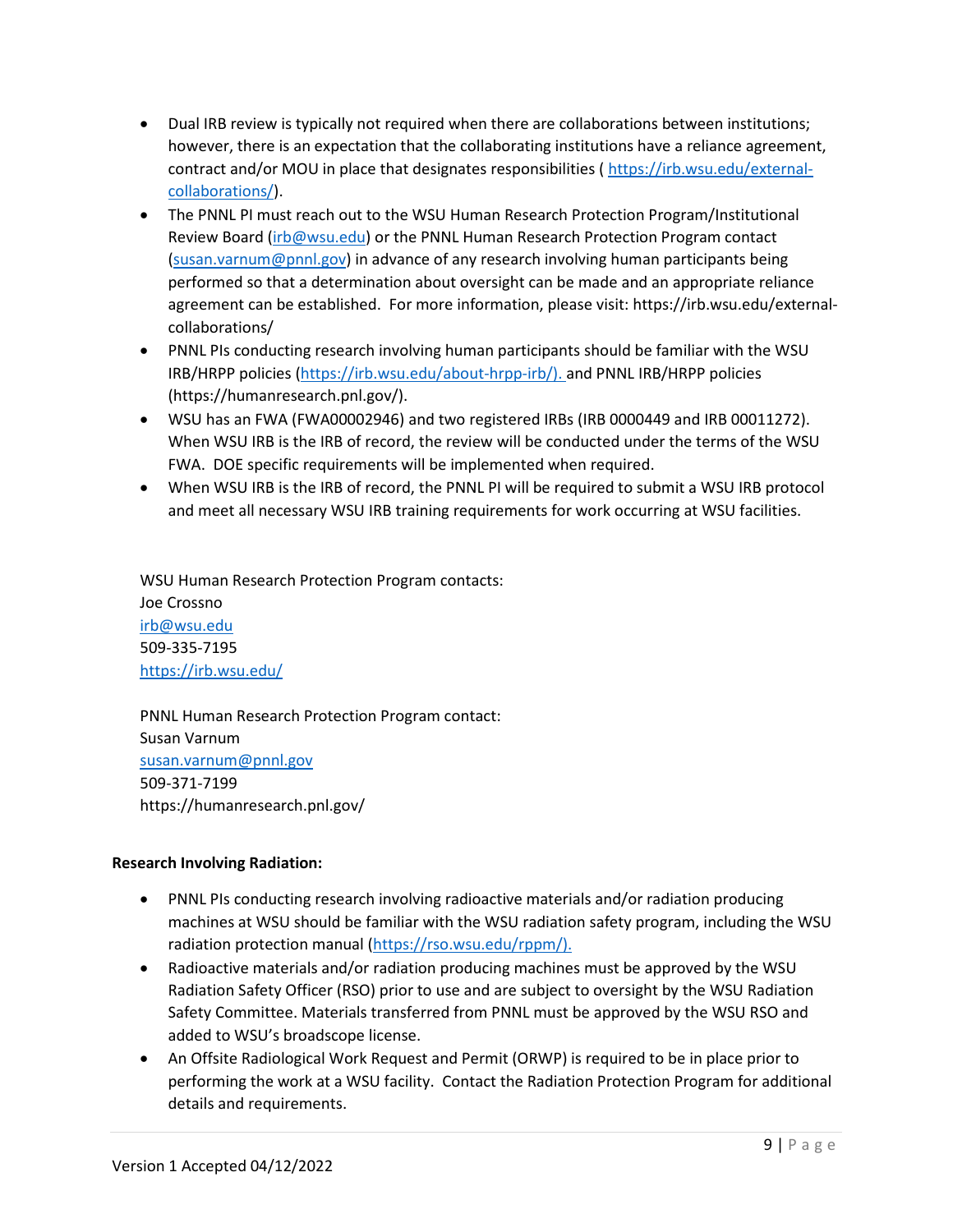- Dual IRB review is typically not required when there are collaborations between institutions; however, there is an expectation that the collaborating institutions have a reliance agreement, contract and/or MOU in place that designates responsibilities ( https://irb.wsu.edu/external-collaborations/).
- The PNNL PI must reach out to the WSU Human Research Protection Program/Institutional Review Board (irb@wsu.edu) or the PNNL Human Research Protection Program contact (susan.varnum@pnnl.gov) in advance of any research involving human participants being performed so that a determination about oversight can be made and an appropriate reliance agreement can be established. For more information, please visit: https://irb.wsu.edu/external-collaborations/
- PNNL PIs conducting research involving human participants should be familiar with the WSU IRB/HRPP policies (https://irb.wsu.edu/about-hrpp-irb/). and PNNL IRB/HRPP policies (https://humanresearch.pnl.gov/).
- WSU has an FWA (FWA00002946) and two registered IRBs (IRB 0000449 and IRB 00011272). When WSU IRB is the IRB of record, the review will be conducted under the terms of the WSU FWA. DOE specific requirements will be implemented when required.
- When WSU IRB is the IRB of record, the PNNL PI will be required to submit a WSU IRB protocol and meet all necessary WSU IRB training requirements for work occurring at WSU facilities.

WSU Human Research Protection Program contacts:
Joe Crossno
irb@wsu.edu
509-335-7195
https://irb.wsu.edu/

PNNL Human Research Protection Program contact:
Susan Varnum
susan.varnum@pnnl.gov
509-371-7199
https://humanresearch.pnl.gov/

**Research Involving Radiation:**

- PNNL PIs conducting research involving radioactive materials and/or radiation producing machines at WSU should be familiar with the WSU radiation safety program, including the WSU radiation protection manual (https://rso.wsu.edu/rppm/).
- Radioactive materials and/or radiation producing machines must be approved by the WSU Radiation Safety Officer (RSO) prior to use and are subject to oversight by the WSU Radiation Safety Committee. Materials transferred from PNNL must be approved by the WSU RSO and added to WSU's broadscope license.
- An Offsite Radiological Work Request and Permit (ORWP) is required to be in place prior to performing the work at a WSU facility. Contact the Radiation Protection Program for additional details and requirements.

Version 1 Accepted 04/12/2022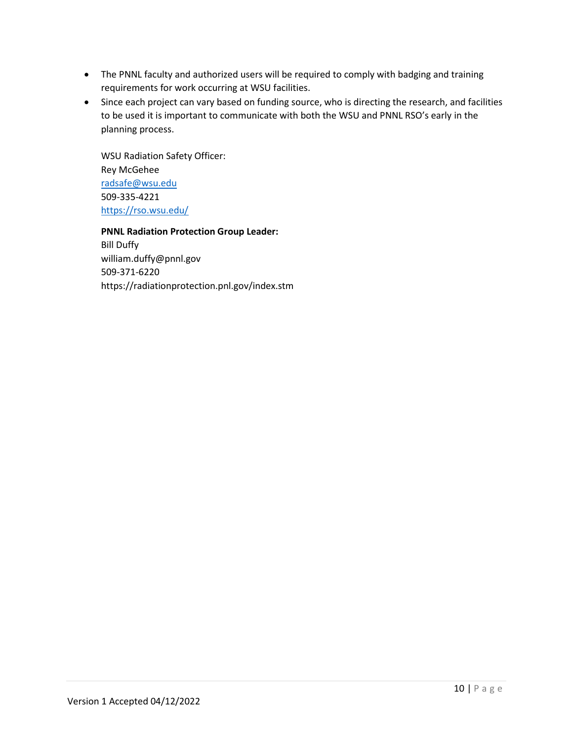- The PNNL faculty and authorized users will be required to comply with badging and training requirements for work occurring at WSU facilities.
- Since each project can vary based on funding source, who is directing the research, and facilities to be used it is important to communicate with both the WSU and PNNL RSO's early in the planning process.

  WSU Radiation Safety Officer:
  Rey McGehee
  [radsafe@wsu.edu](mailto:radsafe@wsu.edu)
  509-335-4221
  [https://rso.wsu.edu/](https://rso.wsu.edu/)

  **PNNL Radiation Protection Group Leader:**
  Bill Duffy
  william.duffy@pnnl.gov
  509-371-6220
  https://radiationprotection.pnl.gov/index.stm

Version 1 Accepted 04/12/2022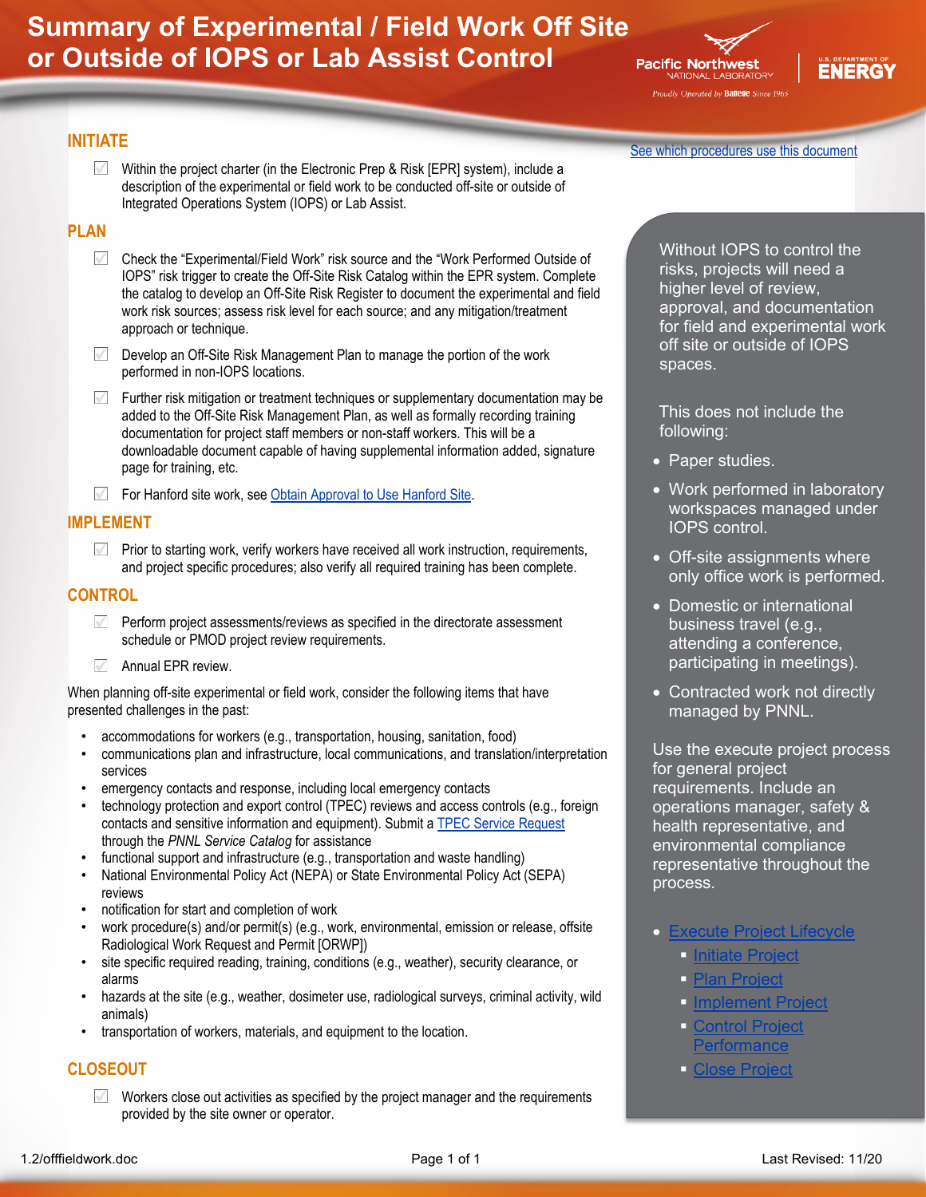# Summary of Experimental / Field Work Off Site or Outside of IOPS or Lab Assist Control

See which procedures use this document

## INITIATE

- ☑ Within the project charter (in the Electronic Prep & Risk [EPR] system), include a description of the experimental or field work to be conducted off-site or outside of Integrated Operations System (IOPS) or Lab Assist.

## PLAN

- ☑ Check the "Experimental/Field Work" risk source and the "Work Performed Outside of IOPS" risk trigger to create the Off-Site Risk Catalog within the EPR system. Complete the catalog to develop an Off-Site Risk Register to document the experimental and field work risk sources; assess risk level for each source; and any mitigation/treatment approach or technique.
- ☑ Develop an Off-Site Risk Management Plan to manage the portion of the work performed in non-IOPS locations.
- ☑ Further risk mitigation or treatment techniques or supplementary documentation may be added to the Off-Site Risk Management Plan, as well as formally recording training documentation for project staff members or non-staff workers. This will be a downloadable document capable of having supplemental information added, signature page for training, etc.
- ☑ For Hanford site work, see Obtain Approval to Use Hanford Site.

## IMPLEMENT

- ☑ Prior to starting work, verify workers have received all work instruction, requirements, and project specific procedures; also verify all required training has been complete.

## CONTROL

- ☑ Perform project assessments/reviews as specified in the directorate assessment schedule or PMOD project review requirements.
- ☑ Annual EPR review.

When planning off-site experimental or field work, consider the following items that have presented challenges in the past:

- accommodations for workers (e.g., transportation, housing, sanitation, food)
- communications plan and infrastructure, local communications, and translation/interpretation services
- emergency contacts and response, including local emergency contacts
- technology protection and export control (TPEC) reviews and access controls (e.g., foreign contacts and sensitive information and equipment). Submit a TPEC Service Request through the *PNNL Service Catalog* for assistance
- functional support and infrastructure (e.g., transportation and waste handling)
- National Environmental Policy Act (NEPA) or State Environmental Policy Act (SEPA) reviews
- notification for start and completion of work
- work procedure(s) and/or permit(s) (e.g., work, environmental, emission or release, offsite Radiological Work Request and Permit [ORWP])
- site specific required reading, training, conditions (e.g., weather), security clearance, or alarms
- hazards at the site (e.g., weather, dosimeter use, radiological surveys, criminal activity, wild animals)
- transportation of workers, materials, and equipment to the location.

## CLOSEOUT

- ☑ Workers close out activities as specified by the project manager and the requirements provided by the site owner or operator.

---

Without IOPS to control the risks, projects will need a higher level of review, approval, and documentation for field and experimental work off site or outside of IOPS spaces.

This does not include the following:

- Paper studies.
- Work performed in laboratory workspaces managed under IOPS control.
- Off-site assignments where only office work is performed.
- Domestic or international business travel (e.g., attending a conference, participating in meetings).
- Contracted work not directly managed by PNNL.

Use the execute project process for general project requirements. Include an operations manager, safety & health representative, and environmental compliance representative throughout the process.

- Execute Project Lifecycle
  - Initiate Project
  - Plan Project
  - Implement Project
  - Control Project Performance
  - Close Project

1.2/offfieldwork.doc

Last Revised: 11/20